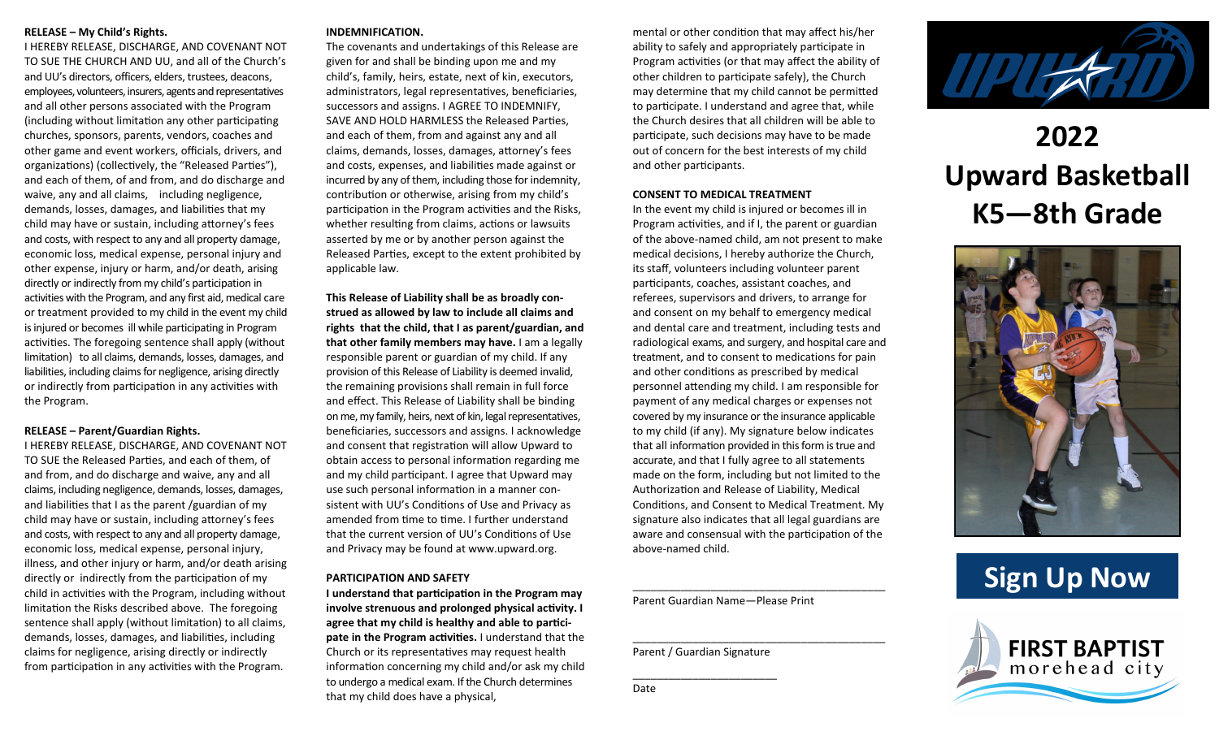**RELEASE – My Child's Rights.**

I HEREBY RELEASE, DISCHARGE, AND COVENANT NOT TO SUE THE CHURCH AND UU, and all of the Church's and UU's directors, officers, elders, trustees, deacons, employees, volunteers, insurers, agents and representatives and all other persons associated with the Program (including without limitation any other participating churches, sponsors, parents, vendors, coaches and other game and event workers, officials, drivers, and organizations) (collectively, the "Released Parties"), and each of them, of and from, and do discharge and waive, any and all claims, including negligence, demands, losses, damages, and liabilities that my child may have or sustain, including attorney's fees and costs, with respect to any and all property damage, economic loss, medical expense, personal injury and other expense, injury or harm, and/or death, arising directly or indirectly from my child's participation in activities with the Program, and any first aid, medical care or treatment provided to my child in the event my child is injured or becomes ill while participating in Program activities. The foregoing sentence shall apply (without limitation) to all claims, demands, losses, damages, and liabilities, including claims for negligence, arising directly or indirectly from participation in any activities with the Program.

**RELEASE – Parent/Guardian Rights.**

I HEREBY RELEASE, DISCHARGE, AND COVENANT NOT TO SUE the Released Parties, and each of them, of and from, and do discharge and waive, any and all claims, including negligence, demands, losses, damages, and liabilities that I as the parent /guardian of my child may have or sustain, including attorney's fees and costs, with respect to any and all property damage, economic loss, medical expense, personal injury, illness, and other injury or harm, and/or death arising directly or indirectly from the participation of my child in activities with the Program, including without limitation the Risks described above. The foregoing sentence shall apply (without limitation) to all claims, demands, losses, damages, and liabilities, including claims for negligence, arising directly or indirectly from participation in any activities with the Program.

**INDEMNIFICATION.**

The covenants and undertakings of this Release are given for and shall be binding upon me and my child's, family, heirs, estate, next of kin, executors, administrators, legal representatives, beneficiaries, successors and assigns. I AGREE TO INDEMNIFY, SAVE AND HOLD HARMLESS the Released Parties, and each of them, from and against any and all claims, demands, losses, damages, attorney's fees and costs, expenses, and liabilities made against or incurred by any of them, including those for indemnity, contribution or otherwise, arising from my child's participation in the Program activities and the Risks, whether resulting from claims, actions or lawsuits asserted by me or by another person against the Released Parties, except to the extent prohibited by applicable law.

**This Release of Liability shall be as broadly construed as allowed by law to include all claims and rights that the child, that I as parent/guardian, and that other family members may have.** I am a legally responsible parent or guardian of my child. If any provision of this Release of Liability is deemed invalid, the remaining provisions shall remain in full force and effect. This Release of Liability shall be binding on me, my family, heirs, next of kin, legal representatives, beneficiaries, successors and assigns. I acknowledge and consent that registration will allow Upward to obtain access to personal information regarding me and my child participant. I agree that Upward may use such personal information in a manner consistent with UU's Conditions of Use and Privacy as amended from time to time. I further understand that the current version of UU's Conditions of Use and Privacy may be found at www.upward.org.

**PARTICIPATION AND SAFETY**

**I understand that participation in the Program may involve strenuous and prolonged physical activity. I agree that my child is healthy and able to participate in the Program activities.** I understand that the Church or its representatives may request health information concerning my child and/or ask my child to undergo a medical exam. If the Church determines that my child does have a physical, mental or other condition that may affect his/her ability to safely and appropriately participate in Program activities (or that may affect the ability of other children to participate safely), the Church may determine that my child cannot be permitted to participate. I understand and agree that, while the Church desires that all children will be able to participate, such decisions may have to be made out of concern for the best interests of my child and other participants.

**CONSENT TO MEDICAL TREATMENT**

In the event my child is injured or becomes ill in Program activities, and if I, the parent or guardian of the above-named child, am not present to make medical decisions, I hereby authorize the Church, its staff, volunteers including volunteer parent participants, coaches, assistant coaches, and referees, supervisors and drivers, to arrange for and consent on my behalf to emergency medical and dental care and treatment, including tests and radiological exams, and surgery, and hospital care and treatment, and to consent to medications for pain and other conditions as prescribed by medical personnel attending my child. I am responsible for payment of any medical charges or expenses not covered by my insurance or the insurance applicable to my child (if any). My signature below indicates that all information provided in this form is true and accurate, and that I fully agree to all statements made on the form, including but not limited to the Authorization and Release of Liability, Medical Conditions, and Consent to Medical Treatment. My signature also indicates that all legal guardians are aware and consensual with the participation of the above-named child.

\_\_\_\_\_\_\_\_\_\_\_\_\_\_\_\_\_\_\_\_\_\_\_\_\_\_\_\_\_\_\_\_\_\_\_\_\_\_\_\_

Parent Guardian Name—Please Print

\_\_\_\_\_\_\_\_\_\_\_\_\_\_\_\_\_\_\_\_\_\_\_\_\_\_\_\_\_\_\_\_\_\_\_\_\_\_\_\_

Parent / Guardian Signature

\_\_\_\_\_\_\_\_\_\_\_\_\_\_\_\_\_\_\_\_\_\_\_\_

Date

UPWARD

# 2022 Upward Basketball K5—8th Grade

## Sign Up Now

FIRST BAPTIST morehead city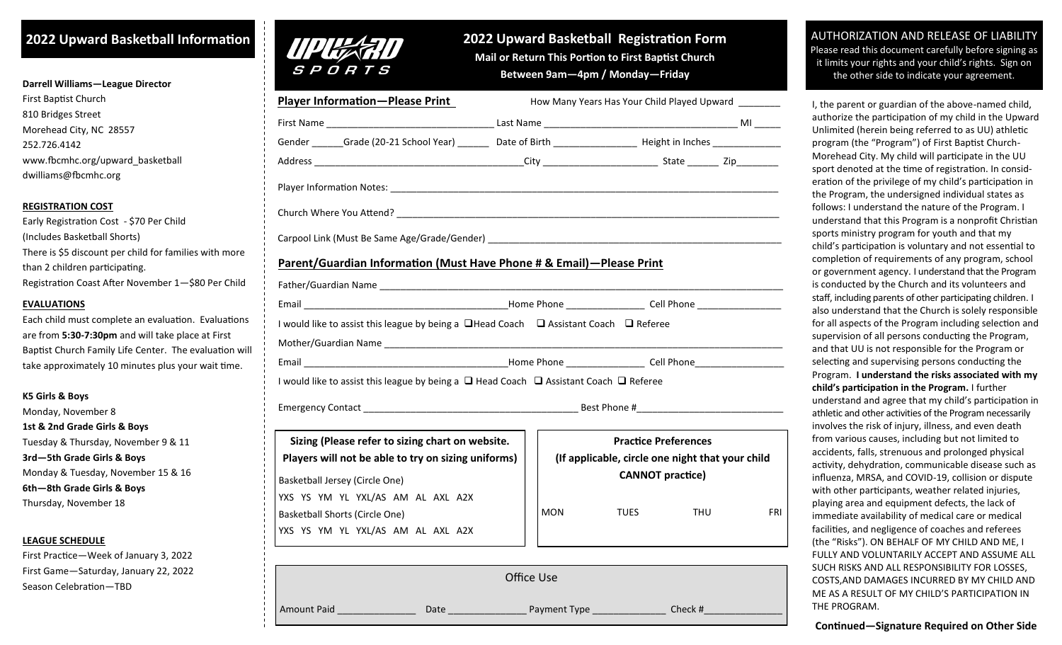## 2022 Upward Basketball Information

**Darrell Williams—League Director**
First Baptist Church
810 Bridges Street
Morehead City, NC 28557
252.726.4142
www.fbcmhc.org/upward_basketball
dwilliams@fbcmhc.org

**REGISTRATION COST**

Early Registration Cost - $70 Per Child (Includes Basketball Shorts)
There is $5 discount per child for families with more than 2 children participating.
Registration Coast After November 1—$80 Per Child

**EVALUATIONS**

Each child must complete an evaluation. Evaluations are from **5:30-7:30pm** and will take place at First Baptist Church Family Life Center. The evaluation will take approximately 10 minutes plus your wait time.

**K5 Girls & Boys**
Monday, November 8
**1st & 2nd Grade Girls & Boys**
Tuesday & Thursday, November 9 & 11
**3rd—5th Grade Girls & Boys**
Monday & Tuesday, November 15 & 16
**6th—8th Grade Girls & Boys**
Thursday, November 18

**LEAGUE SCHEDULE**

First Practice—Week of January 3, 2022
First Game—Saturday, January 22, 2022
Season Celebration—TBD

UPWARD SPORTS

## 2022 Upward Basketball Registration Form

**Mail or Return This Portion to First Baptist Church**
**Between 9am—4pm / Monday—Friday**

**Player Information—Please Print** How Many Years Has Your Child Played Upward ________

First Name ______________________________ Last Name ___________________________________ MI _____

Gender ______Grade (20-21 School Year) ______ Date of Birth _______________ Height in Inches _____________

Address _______________________________________City _____________________ State ______ Zip________

Player Information Notes: ___________________________________________________________________________

Church Where You Attend? ___________________________________________________________________________

Carpool Link (Must Be Same Age/Grade/Gender) ________________________________________________________

**Parent/Guardian Information (Must Have Phone # & Email)—Please Print**

Father/Guardian Name ______________________________________________________________________________

Email ______________________________________Home Phone ______________ Cell Phone _______________

I would like to assist this league by being a ❑Head Coach ❑ Assistant Coach ❑ Referee

Mother/Guardian Name ______________________________________________________________________________

Email ______________________________________Home Phone ______________ Cell Phone________________

I would like to assist this league by being a ❑ Head Coach ❑ Assistant Coach ❑ Referee

Emergency Contact _______________________________________ Best Phone #___________________________

**Sizing (Please refer to sizing chart on website. Players will not be able to try on sizing uniforms)**

Basketball Jersey (Circle One)
YXS YS YM YL YXL/AS AM AL AXL A2X
Basketball Shorts (Circle One)
YXS YS YM YL YXL/AS AM AL AXL A2X

**Practice Preferences**
**(If applicable, circle one night that your child CANNOT practice)**

MON TUES THU FRI

Office Use

Amount Paid ______________ Date ______________ Payment Type ______________ Check #______________

AUTHORIZATION AND RELEASE OF LIABILITY
Please read this document carefully before signing as it limits your rights and your child's rights. Sign on the other side to indicate your agreement.

I, the parent or guardian of the above-named child, authorize the participation of my child in the Upward Unlimited (herein being referred to as UU) athletic program (the "Program") of First Baptist Church-Morehead City. My child will participate in the UU sport denoted at the time of registration. In consideration of the privilege of my child's participation in the Program, the undersigned individual states as follows: I understand the nature of the Program. I understand that this Program is a nonprofit Christian sports ministry program for youth and that my child's participation is voluntary and not essential to completion of requirements of any program, school or government agency. I understand that the Program is conducted by the Church and its volunteers and staff, including parents of other participating children. I also understand that the Church is solely responsible for all aspects of the Program including selection and supervision of all persons conducting the Program, and that UU is not responsible for the Program or selecting and supervising persons conducting the Program. **I understand the risks associated with my child's participation in the Program.** I further understand and agree that my child's participation in athletic and other activities of the Program necessarily involves the risk of injury, illness, and even death from various causes, including but not limited to accidents, falls, strenuous and prolonged physical activity, dehydration, communicable disease such as influenza, MRSA, and COVID-19, collision or dispute with other participants, weather related injuries, playing area and equipment defects, the lack of immediate availability of medical care or medical facilities, and negligence of coaches and referees (the "Risks"). ON BEHALF OF MY CHILD AND ME, I FULLY AND VOLUNTARILY ACCEPT AND ASSUME ALL SUCH RISKS AND ALL RESPONSIBILITY FOR LOSSES, COSTS,AND DAMAGES INCURRED BY MY CHILD AND ME AS A RESULT OF MY CHILD'S PARTICIPATION IN THE PROGRAM.

**Continued—Signature Required on Other Side**